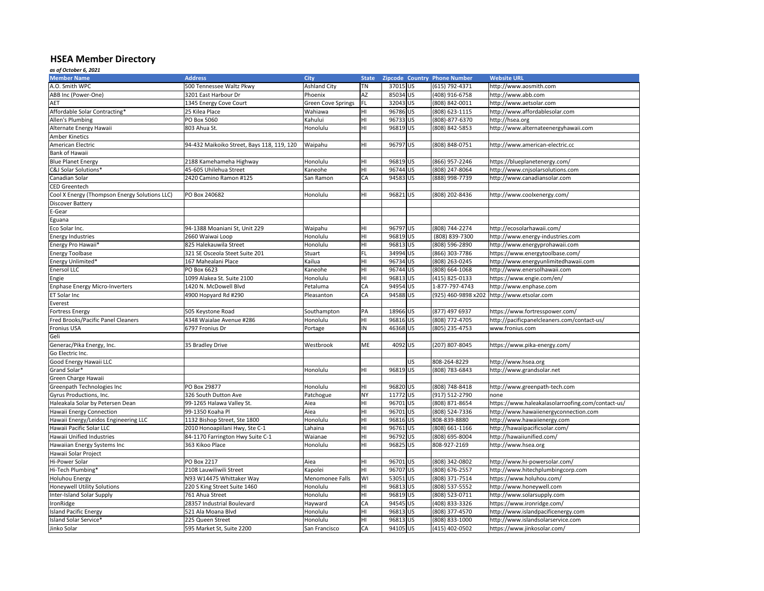# HSEA Member Directory

*as of October 6, 2021*

| Member Name | Address | City | State | Zipcode | Country | Phone Number | Website URL |
|---|---|---|---|---|---|---|---|
| A.O. Smith WPC | 500 Tennessee Waltz Pkwy | Ashland City | TN | 37015 | US | (615) 792-4371 | http://www.aosmith.com |
| ABB Inc (Power-One) | 3201 East Harbour Dr | Phoenix | AZ | 85034 | US | (408) 916-6758 | http://www.abb.com |
| AET | 1345 Energy Cove Court | Green Cove Springs | FL | 32043 | US | (808) 842-0011 | http://www.aetsolar.com |
| Affordable Solar Contracting* | 25 Kilea Place | Wahiawa | HI | 96786 | US | (808) 623-1115 | http://www.affordablesolar.com |
| Allen's Plumbing | PO Box 5060 | Kahului | HI | 96733 | US | (808)-877-6370 | http://hsea.org |
| Alternate Energy Hawaii | 803 Ahua St. | Honolulu | HI | 96819 | US | (808) 842-5853 | http://www.alternateenergyhawaii.com |
| Amber Kinetics | | | | | | | |
| American Electric | 94-432 Maikoiko Street, Bays 118, 119, 120 | Waipahu | HI | 96797 | US | (808) 848-0751 | http://www.american-electric.cc |
| Bank of Hawaii | | | | | | | |
| Blue Planet Energy | 2188 Kamehameha Highway | Honolulu | HI | 96819 | US | (866) 957-2246 | https://blueplanetenergy.com/ |
| C&J Solar Solutions* | 45-605 Uhilehua Street | Kaneohe | HI | 96744 | US | (808) 247-8064 | http://www.cnjsolarsolutions.com |
| Canadian Solar | 2420 Camino Ramon #125 | San Ramon | CA | 94583 | US | (888) 998-7739 | http://www.canadiansolar.com |
| CED Greentech | | | | | | | |
| Cool X Energy (Thompson Energy Solutions LLC) | PO Box 240682 | Honolulu | HI | 96821 | US | (808) 202-8436 | http://www.coolxenergy.com/ |
| Discover Battery | | | | | | | |
| E-Gear | | | | | | | |
| Eguana | | | | | | | |
| Eco Solar Inc. | 94-1388 Moaniani St, Unit 229 | Waipahu | HI | 96797 | US | (808) 744-2274 | http://ecosolarhawaii.com/ |
| Energy Industries | 2660 Waiwai Loop | Honolulu | HI | 96819 | US | (808) 839-7300 | http://www.energy-industries.com |
| Energy Pro Hawaii* | 825 Halekauwila Street | Honolulu | HI | 96813 | US | (808) 596-2890 | http://www.energyprohawaii.com |
| Energy Toolbase | 321 SE Osceola Steet Suite 201 | Stuart | FL | 34994 | US | (866) 303-7786 | https://www.energytoolbase.com/ |
| Energy Unlimited* | 167 Mahealani Place | Kailua | HI | 96734 | US | (808) 263-0245 | http://www.energyunlimitedhawaii.com |
| Enersol LLC | PO Box 6623 | Kaneohe | HI | 96744 | US | (808) 664-1068 | http://www.enersolhawaii.com |
| Engie | 1099 Alakea St. Suite 2100 | Honolulu | HI | 96813 | US | (415) 825-0133 | https://www.engie.com/en/ |
| Enphase Energy Micro-Inverters | 1420 N. McDowell Blvd | Petaluma | CA | 94954 | US | 1-877-797-4743 | http://www.enphase.com |
| ET Solar Inc | 4900 Hopyard Rd #290 | Pleasanton | CA | 94588 | US | (925) 460-9898 x202 | http://www.etsolar.com |
| Everest | | | | | | | |
| Fortress Energy | 505 Keystone Road | Southampton | PA | 18966 | US | (877) 497 6937 | https://www.fortresspower.com/ |
| Fred Brooks/Pacific Panel Cleaners | 4348 Waialae Avenue #286 | Honolulu | HI | 96816 | US | (808) 772-4705 | http://pacificpanelcleaners.com/contact-us/ |
| Fronius USA | 6797 Fronius Dr | Portage | IN | 46368 | US | (805) 235-4753 | www.fronius.com |
| Geli | | | | | | | |
| Generac/Pika Energy, Inc. | 35 Bradley Drive | Westbrook | ME | 4092 | US | (207) 807-8045 | https://www.pika-energy.com/ |
| Go Electric Inc. | | | | | | | |
| Good Energy Hawaii LLC | | | | | US | 808-264-8229 | http://www.hsea.org |
| Grand Solar* | | Honolulu | HI | 96819 | US | (808) 783-6843 | http://www.grandsolar.net |
| Green Charge Hawaii | | | | | | | |
| Greenpath Technologies Inc | PO Box 29877 | Honolulu | HI | 96820 | US | (808) 748-8418 | http://www.greenpath-tech.com |
| Gyrus Productions, Inc. | 326 South Dutton Ave | Patchogue | NY | 11772 | US | (917) 512-2790 | none |
| Haleakala Solar by Petersen Dean | 99-1265 Halawa Valley St. | Aiea | HI | 96701 | US | (808) 871-8654 | https://www.haleakalasolarroofing.com/contact-us/ |
| Hawaii Energy Connection | 99-1350 Koaha Pl | Aiea | HI | 96701 | US | (808) 524-7336 | http://www.hawaiienergyconnection.com |
| Hawaii Energy/Leidos Engineering LLC | 1132 Bishop Street, Ste 1800 | Honolulu | HI | 96816 | US | 808-839-8880 | http://www.hawaiienergy.com |
| Hawaii Pacific Solar LLC | 2010 Honoapiilani Hwy, Ste C-1 | Lahaina | HI | 96761 | US | (808) 661-1166 | http://hawaiipacificsolar.com/ |
| Hawaii Unified Industries | 84-1170 Farrington Hwy Suite C-1 | Waianae | HI | 96792 | US | (808) 695-8004 | http://hawaiiunified.com/ |
| Hawaiian Energy Systems Inc | 363 Kikoo Place | Honolulu | HI | 96825 | US | 808-927-2169 | http://www.hsea.org |
| Hawaii Solar Project | | | | | | | |
| Hi-Power Solar | PO Box 2217 | Aiea | HI | 96701 | US | (808) 342-0802 | http://www.hi-powersolar.com/ |
| Hi-Tech Plumbing* | 2108 Lauwiliwili Street | Kapolei | HI | 96707 | US | (808) 676-2557 | http://www.hitechplumbingcorp.com |
| Holuhou Energy | N93 W14475 Whittaker Way | Menomonee Falls | WI | 53051 | US | (808) 371-7514 | https://www.holuhou.com/ |
| Honeywell Utility Solutions | 220 S King Street Suite 1460 | Honolulu | HI | 96813 | US | (808) 537-5552 | http://www.honeywell.com |
| Inter-Island Solar Supply | 761 Ahua Street | Honolulu | HI | 96819 | US | (808) 523-0711 | http://www.solarsupply.com |
| IronRidge | 28357 Industrial Boulevard | Hayward | CA | 94545 | US | (408) 833-3326 | https://www.ironridge.com/ |
| Island Pacific Energy | 521 Ala Moana Blvd | Honolulu | HI | 96813 | US | (808) 377-4570 | http://www.islandpacificenergy.com |
| Island Solar Service* | 225 Queen Street | Honolulu | HI | 96813 | US | (808) 833-1000 | http://www.islandsolarservice.com |
| Jinko Solar | 595 Market St, Suite 2200 | San Francisco | CA | 94105 | US | (415) 402-0502 | https://www.jinkosolar.com/ |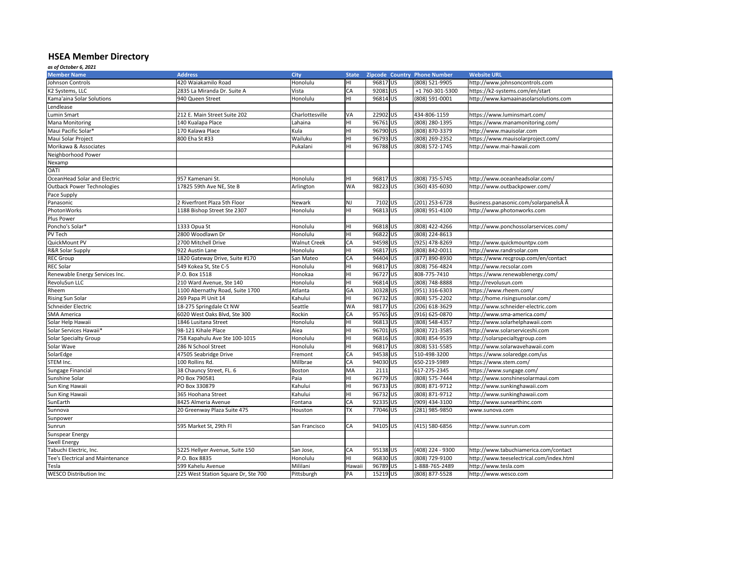## HSEA Member Directory

*as of October 6, 2021*

| Member Name | Address | City | State | Zipcode | Country | Phone Number | Website URL |
|---|---|---|---|---|---|---|---|
| Johnson Controls | 420 Waiakamilo Road | Honolulu | HI | 96817 | US | (808) 521-9905 | http://www.johnsoncontrols.com |
| K2 Systems, LLC | 2835 La Miranda Dr. Suite A | Vista | CA | 92081 | US | +1 760-301-5300 | https://k2-systems.com/en/start |
| Kama'aina Solar Solutions | 940 Queen Street | Honolulu | HI | 96814 | US | (808) 591-0001 | http://www.kamaainasolarsolutions.com |
| Lendlease | | | | | | | |
| Lumin Smart | 212 E. Main Street Suite 202 | Charlottesville | VA | 22902 | US | 434-806-1159 | https://www.luminsmart.com/ |
| Mana Monitoring | 140 Kualapa Place | Lahaina | HI | 96761 | US | (808) 280-1395 | https://www.manamonitoring.com/ |
| Maui Pacific Solar* | 170 Kalawa Place | Kula | HI | 96790 | US | (808) 870-3379 | http://www.mauisolar.com |
| Maui Solar Project | 800 Eha St #33 | Wailuku | HI | 96793 | US | (808) 269-2352 | https://www.mauisolarproject.com/ |
| Morikawa & Associates | | Pukalani | HI | 96788 | US | (808) 572-1745 | http://www.mai-hawaii.com |
| Neighborhood Power | | | | | | | |
| Nexamp | | | | | | | |
| OATI | | | | | | | |
| OceanHead Solar and Electric | 957 Kamenani St. | Honolulu | HI | 96817 | US | (808) 735-5745 | http://www.oceanheadsolar.com/ |
| Outback Power Technologies | 17825 59th Ave NE, Ste B | Arlington | WA | 98223 | US | (360) 435-6030 | http://www.outbackpower.com/ |
| Pace Supply | | | | | | | |
| Panasonic | 2 Riverfront Plaza 5th Floor | Newark | NJ | 7102 | US | (201) 253-6728 | Business.panasonic.com/solarpanelsÂ Â |
| PhotonWorks | 1188 Bishop Street Ste 2307 | Honolulu | HI | 96813 | US | (808) 951-4100 | http://www.photonworks.com |
| Plus Power | | | | | | | |
| Poncho's Solar* | 1333 Opua St | Honolulu | HI | 96818 | US | (808) 422-4266 | http://www.ponchossolarservices.com/ |
| PV Tech | 2800 Woodlawn Dr | Honolulu | HI | 96822 | US | (808) 224-8613 | |
| QuickMount PV | 2700 Mitchell Drive | Walnut Creek | CA | 94598 | US | (925) 478-8269 | http://www.quickmountpv.com |
| R&R Solar Supply | 922 Austin Lane | Honolulu | HI | 96817 | US | (808) 842-0011 | http://www.randrsolar.com |
| REC Group | 1820 Gateway Drive, Suite #170 | San Mateo | CA | 94404 | US | (877) 890-8930 | https://www.recgroup.com/en/contact |
| REC Solar | 549 Kokea St, Ste C-5 | Honolulu | HI | 96817 | US | (808) 756-4824 | http://www.recsolar.com |
| Renewable Energy Services Inc. | P.O. Box 1518 | Honokaa | HI | 96727 | US | 808-775-7410 | https://www.renewablenergy.com/ |
| RevoluSun LLC | 210 Ward Avenue, Ste 140 | Honolulu | HI | 96814 | US | (808) 748-8888 | http://revolusun.com |
| Rheem | 1100 Abernathy Road, Suite 1700 | Atlanta | GA | 30328 | US | (951) 316-6303 | https://www.rheem.com/ |
| Rising Sun Solar | 269 Papa Pl Unit 14 | Kahului | HI | 96732 | US | (808) 575-2202 | http://home.risingsunsolar.com/ |
| Schneider Electric | 18-275 Springdale Ct NW | Seattle | WA | 98177 | US | (206) 618-3629 | http://www.schneider-electric.com |
| SMA America | 6020 West Oaks Blvd, Ste 300 | Rockin | CA | 95765 | US | (916) 625-0870 | http://www.sma-america.com/ |
| Solar Help Hawaii | 1846 Lusitana Street | Honolulu | HI | 96813 | US | (808) 548-4357 | http://www.solarhelphawaii.com |
| Solar Services Hawaii* | 98-121 Kihale Place | Aiea | HI | 96701 | US | (808) 721-3585 | http://www.solarserviceshi.com |
| Solar Specialty Group | 758 Kapahulu Ave Ste 100-1015 | Honolulu | HI | 96816 | US | (808) 854-9539 | http://solarspecialtygroup.com |
| Solar Wave | 286 N School Street | Honolulu | HI | 96817 | US | (808) 531-5585 | http://www.solarwavehawaii.com |
| SolarEdge | 47505 Seabridge Drive | Fremont | CA | 94538 | US | 510-498-3200 | https://www.solaredge.com/us |
| STEM Inc. | 100 Rollins Rd. | Millbrae | CA | 94030 | US | 650-219-5989 | https://www.stem.com/ |
| Sungage Financial | 38 Chauncy Street, FL. 6 | Boston | MA | 2111 | | 617-275-2345 | https://www.sungage.com/ |
| Sunshine Solar | PO Box 790581 | Paia | HI | 96779 | US | (808) 575-7444 | http://www.sonshinesolarmaui.com |
| Sun King Hawaii | PO Box 330879 | Kahului | HI | 96733 | US | (808) 871-9712 | http://www.sunkinghawaii.com |
| Sun King Hawaii | 365 Hoohana Street | Kahului | HI | 96732 | US | (808) 871-9712 | http://www.sunkinghawaii.com |
| SunEarth | 8425 Almeria Avenue | Fontana | CA | 92335 | US | (909) 434-3100 | http://www.sunearthinc.com |
| Sunnova | 20 Greenway Plaza Suite 475 | Houston | TX | 77046 | US | (281) 985-9850 | www.sunova.com |
| Sunpower | | | | | | | |
| Sunrun | 595 Market St, 29th Fl | San Francisco | CA | 94105 | US | (415) 580-6856 | http://www.sunrun.com |
| Sunspear Energy | | | | | | | |
| Swell Energy | | | | | | | |
| Tabuchi Electric, Inc. | 5225 Hellyer Avenue, Suite 150 | San Jose, | CA | 95138 | US | (408) 224 - 9300 | http://www.tabuchiamerica.com/contact |
| Tee's Electrical and Maintenance | P.O. Box 8835 | Honolulu | HI | 96830 | US | (808) 729-9100 | http://www.teeselectrical.com/index.html |
| Tesla | 599 Kahelu Avenue | Mililani | Hawaii | 96789 | US | 1-888-765-2489 | http://www.tesla.com |
| WESCO Distribution Inc | 225 West Station Square Dr, Ste 700 | Pittsburgh | PA | 15219 | US | (808) 877-5528 | http://www.wesco.com |